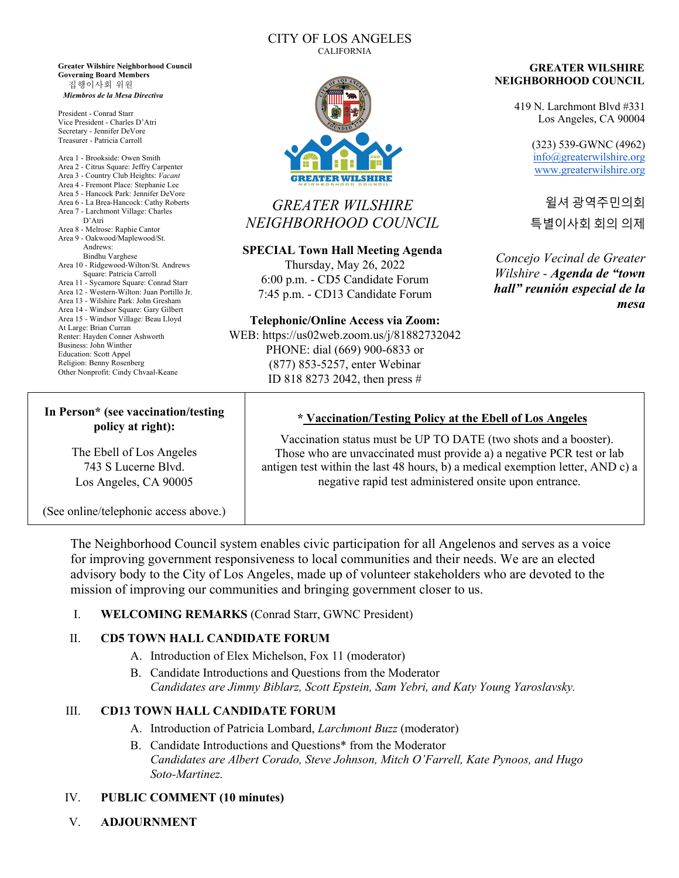CITY OF LOS ANGELES
CALIFORNIA

**Greater Wilshire Neighborhood Council**
**Governing Board Members**
집행이사회 위원
***Miembros de la Mesa Directiva***

President - Conrad Starr
Vice President - Charles D'Atri
Secretary - Jennifer DeVore
Treasurer - Patricia Carroll

Area 1 - Brookside: Owen Smith
Area 2 - Citrus Square: Jeffry Carpenter
Area 3 - Country Club Heights: *Vacant*
Area 4 - Fremont Place: Stephanie Lee
Area 5 - Hancock Park: Jennifer DeVore
Area 6 - La Brea-Hancock: Cathy Roberts
Area 7 - Larchmont Village: Charles D'Atri
Area 8 - Melrose: Raphie Cantor
Area 9 - Oakwood/Maplewood/St. Andrews: Bindhu Varghese
Area 10 - Ridgewood-Wilton/St. Andrews Square: Patricia Carroll
Area 11 - Sycamore Square: Conrad Starr
Area 12 - Western-Wilton: Juan Portillo Jr.
Area 13 - Wilshire Park: John Gresham
Area 14 - Windsor Square: Gary Gilbert
Area 15 - Windsor Village: Beau Lloyd
At Large: Brian Curran
Renter: Hayden Conner Ashworth
Business: John Winther
Education: Scott Appel
Religion: Benny Rosenberg
Other Nonprofit: Cindy Chvaal-Keane

# *GREATER WILSHIRE NEIGHBORHOOD COUNCIL*

**SPECIAL Town Hall Meeting Agenda**
Thursday, May 26, 2022
6:00 p.m. - CD5 Candidate Forum
7:45 p.m. - CD13 Candidate Forum

**Telephonic/Online Access via Zoom:**
WEB: https://us02web.zoom.us/j/81882732042
PHONE: dial (669) 900-6833 or (877) 853-5257, enter Webinar ID 818 8273 2042, then press #

**GREATER WILSHIRE NEIGHBORHOOD COUNCIL**

419 N. Larchmont Blvd #331
Los Angeles, CA 90004

(323) 539-GWNC (4962)
info@greaterwilshire.org
www.greaterwilshire.org

월셔 광역주민의회
특별이사회 회의 의제

*Concejo Vecinal de Greater Wilshire - **Agenda de "town hall" reunión especial de la mesa***

**In Person\* (see vaccination/testing policy at right):**

The Ebell of Los Angeles
743 S Lucerne Blvd.
Los Angeles, CA 90005

(See online/telephonic access above.)

**\* Vaccination/Testing Policy at the Ebell of Los Angeles**

Vaccination status must be UP TO DATE (two shots and a booster). Those who are unvaccinated must provide a) a negative PCR test or lab antigen test within the last 48 hours, b) a medical exemption letter, AND c) a negative rapid test administered onsite upon entrance.

The Neighborhood Council system enables civic participation for all Angelenos and serves as a voice for improving government responsiveness to local communities and their needs. We are an elected advisory body to the City of Los Angeles, made up of volunteer stakeholders who are devoted to the mission of improving our communities and bringing government closer to us.

I. **WELCOMING REMARKS** (Conrad Starr, GWNC President)

II. **CD5 TOWN HALL CANDIDATE FORUM**
   A. Introduction of Elex Michelson, Fox 11 (moderator)
   B. Candidate Introductions and Questions from the Moderator
   *Candidates are Jimmy Biblarz, Scott Epstein, Sam Yebri, and Katy Young Yaroslavsky.*

III. **CD13 TOWN HALL CANDIDATE FORUM**
   A. Introduction of Patricia Lombard, *Larchmont Buzz* (moderator)
   B. Candidate Introductions and Questions\* from the Moderator
   *Candidates are Albert Corado, Steve Johnson, Mitch O'Farrell, Kate Pynoos, and Hugo Soto-Martinez.*

IV. **PUBLIC COMMENT (10 minutes)**

V. **ADJOURNMENT**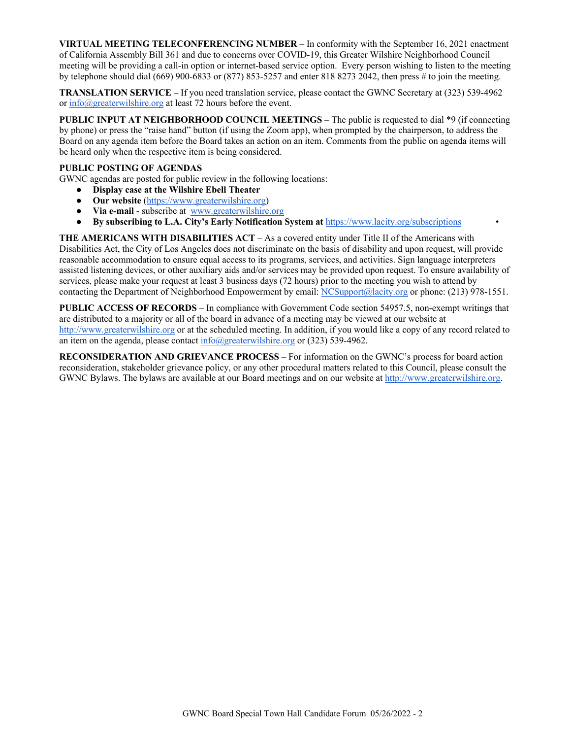**VIRTUAL MEETING TELECONFERENCING NUMBER** – In conformity with the September 16, 2021 enactment of California Assembly Bill 361 and due to concerns over COVID-19, this Greater Wilshire Neighborhood Council meeting will be providing a call-in option or internet-based service option. Every person wishing to listen to the meeting by telephone should dial (669) 900-6833 or (877) 853-5257 and enter 818 8273 2042, then press # to join the meeting.

**TRANSLATION SERVICE** – If you need translation service, please contact the GWNC Secretary at (323) 539-4962 or info@greaterwilshire.org at least 72 hours before the event.

**PUBLIC INPUT AT NEIGHBORHOOD COUNCIL MEETINGS** – The public is requested to dial *9 (if connecting by phone) or press the "raise hand" button (if using the Zoom app), when prompted by the chairperson, to address the Board on any agenda item before the Board takes an action on an item. Comments from the public on agenda items will be heard only when the respective item is being considered.

**PUBLIC POSTING OF AGENDAS**
GWNC agendas are posted for public review in the following locations:

- **Display case at the Wilshire Ebell Theater**
- **Our website** (https://www.greaterwilshire.org)
- **Via e-mail** - subscribe at www.greaterwilshire.org
- **By subscribing to L.A. City's Early Notification System at** https://www.lacity.org/subscriptions

**THE AMERICANS WITH DISABILITIES ACT** – As a covered entity under Title II of the Americans with Disabilities Act, the City of Los Angeles does not discriminate on the basis of disability and upon request, will provide reasonable accommodation to ensure equal access to its programs, services, and activities. Sign language interpreters assisted listening devices, or other auxiliary aids and/or services may be provided upon request. To ensure availability of services, please make your request at least 3 business days (72 hours) prior to the meeting you wish to attend by contacting the Department of Neighborhood Empowerment by email: NCSupport@lacity.org or phone: (213) 978-1551.

**PUBLIC ACCESS OF RECORDS** – In compliance with Government Code section 54957.5, non-exempt writings that are distributed to a majority or all of the board in advance of a meeting may be viewed at our website at http://www.greaterwilshire.org or at the scheduled meeting. In addition, if you would like a copy of any record related to an item on the agenda, please contact info@greaterwilshire.org or (323) 539-4962.

**RECONSIDERATION AND GRIEVANCE PROCESS** – For information on the GWNC's process for board action reconsideration, stakeholder grievance policy, or any other procedural matters related to this Council, please consult the GWNC Bylaws. The bylaws are available at our Board meetings and on our website at http://www.greaterwilshire.org.